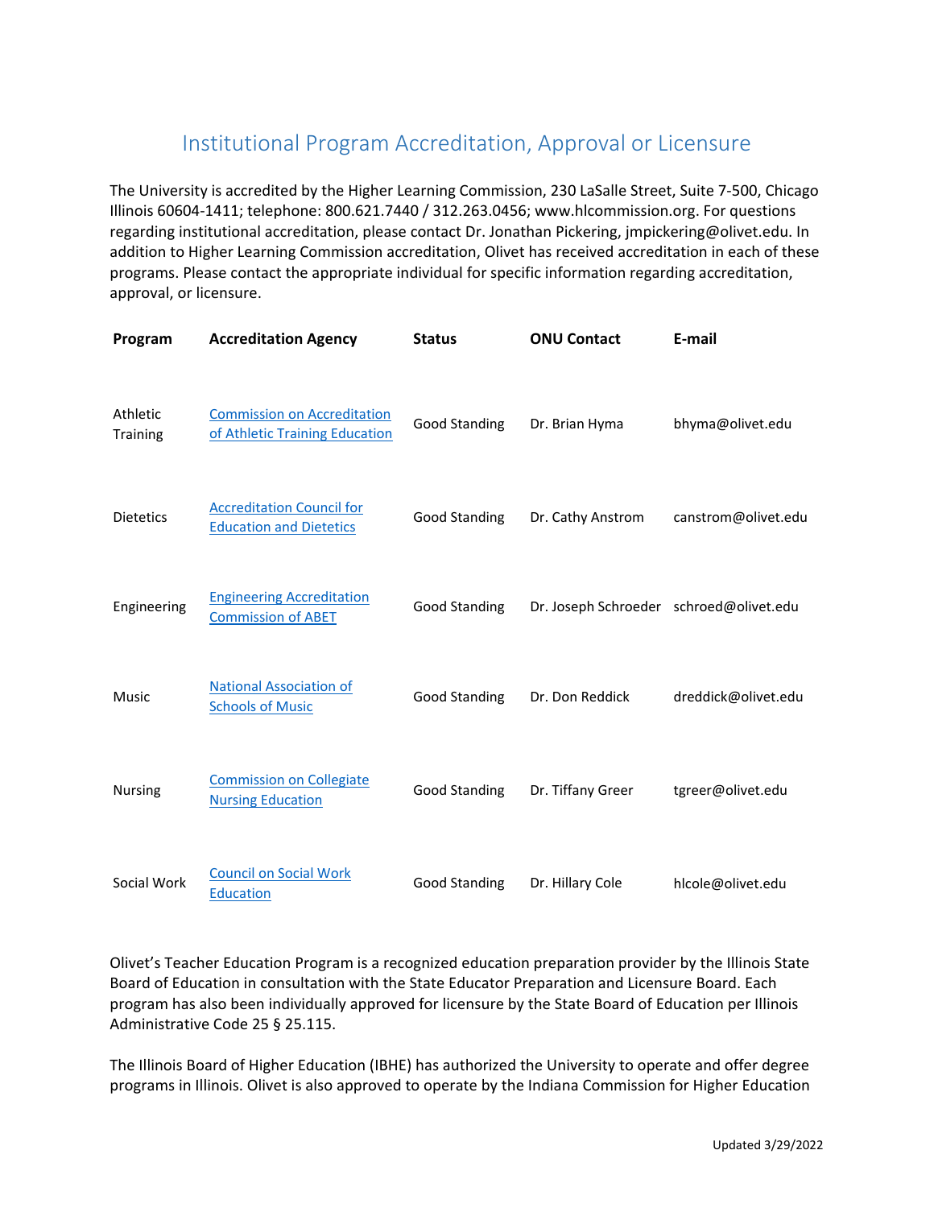# Institutional Program Accreditation, Approval or Licensure

The University is accredited by the Higher Learning Commission, 230 LaSalle Street, Suite 7-500, Chicago Illinois 60604-1411; telephone: 800.621.7440 / 312.263.0456; www.hlcommission.org. For questions regarding institutional accreditation, please contact Dr. Jonathan Pickering, jmpickering@olivet.edu. In addition to Higher Learning Commission accreditation, Olivet has received accreditation in each of these programs. Please contact the appropriate individual for specific information regarding accreditation, approval, or licensure.

| Program | Accreditation Agency | Status | ONU Contact | E-mail |
| --- | --- | --- | --- | --- |
| Athletic Training | Commission on Accreditation of Athletic Training Education | Good Standing | Dr. Brian Hyma | bhyma@olivet.edu |
| Dietetics | Accreditation Council for Education and Dietetics | Good Standing | Dr. Cathy Anstrom | canstrom@olivet.edu |
| Engineering | Engineering Accreditation Commission of ABET | Good Standing | Dr. Joseph Schroeder | schroed@olivet.edu |
| Music | National Association of Schools of Music | Good Standing | Dr. Don Reddick | dreddick@olivet.edu |
| Nursing | Commission on Collegiate Nursing Education | Good Standing | Dr. Tiffany Greer | tgreer@olivet.edu |
| Social Work | Council on Social Work Education | Good Standing | Dr. Hillary Cole | hlcole@olivet.edu |

Olivet's Teacher Education Program is a recognized education preparation provider by the Illinois State Board of Education in consultation with the State Educator Preparation and Licensure Board. Each program has also been individually approved for licensure by the State Board of Education per Illinois Administrative Code 25 § 25.115.

The Illinois Board of Higher Education (IBHE) has authorized the University to operate and offer degree programs in Illinois. Olivet is also approved to operate by the Indiana Commission for Higher Education

Updated 3/29/2022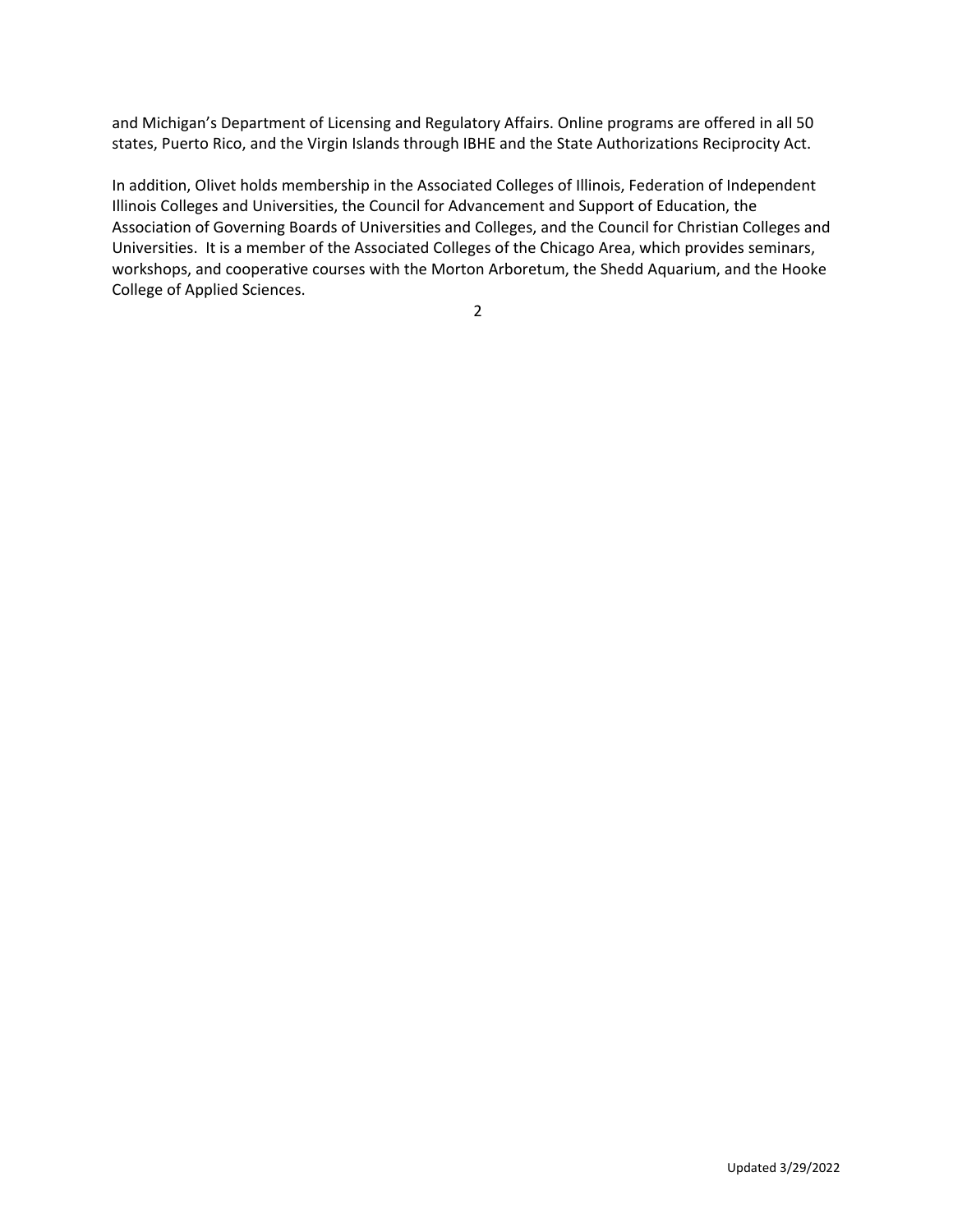and Michigan's Department of Licensing and Regulatory Affairs. Online programs are offered in all 50 states, Puerto Rico, and the Virgin Islands through IBHE and the State Authorizations Reciprocity Act.

In addition, Olivet holds membership in the Associated Colleges of Illinois, Federation of Independent Illinois Colleges and Universities, the Council for Advancement and Support of Education, the Association of Governing Boards of Universities and Colleges, and the Council for Christian Colleges and Universities. It is a member of the Associated Colleges of the Chicago Area, which provides seminars, workshops, and cooperative courses with the Morton Arboretum, the Shedd Aquarium, and the Hooke College of Applied Sciences.

Updated 3/29/2022